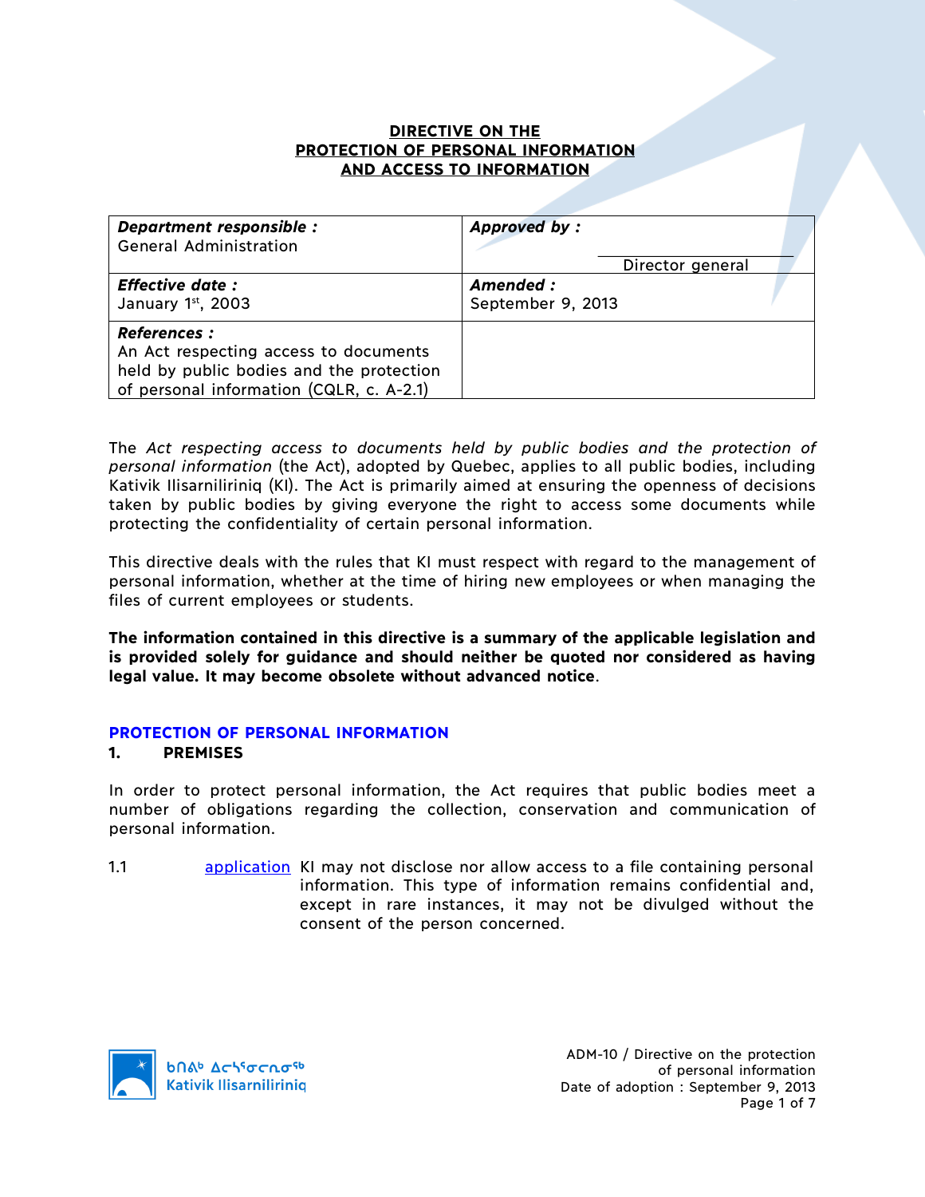# DIRECTIVE ON THE PROTECTION OF PERSONAL INFORMATION AND ACCESS TO INFORMATION

| ***Department responsible :*** General Administration | ***Approved by :*** ______________________ Director general |
| --- | --- |
| ***Effective date :*** January 1st, 2003 | ***Amended :*** September 9, 2013 |
| ***References :*** An Act respecting access to documents held by public bodies and the protection of personal information (CQLR, c. A-2.1) | |

The *Act respecting access to documents held by public bodies and the protection of personal information* (the Act), adopted by Quebec, applies to all public bodies, including Kativik Ilisarniliriniq (KI). The Act is primarily aimed at ensuring the openness of decisions taken by public bodies by giving everyone the right to access some documents while protecting the confidentiality of certain personal information.

This directive deals with the rules that KI must respect with regard to the management of personal information, whether at the time of hiring new employees or when managing the files of current employees or students.

**The information contained in this directive is a summary of the applicable legislation and is provided solely for guidance and should neither be quoted nor considered as having legal value. It may become obsolete without advanced notice**.

## PROTECTION OF PERSONAL INFORMATION

### 1. PREMISES

In order to protect personal information, the Act requires that public bodies meet a number of obligations regarding the collection, conservation and communication of personal information.

1.1 application KI may not disclose nor allow access to a file containing personal information. This type of information remains confidential and, except in rare instances, it may not be divulged without the consent of the person concerned.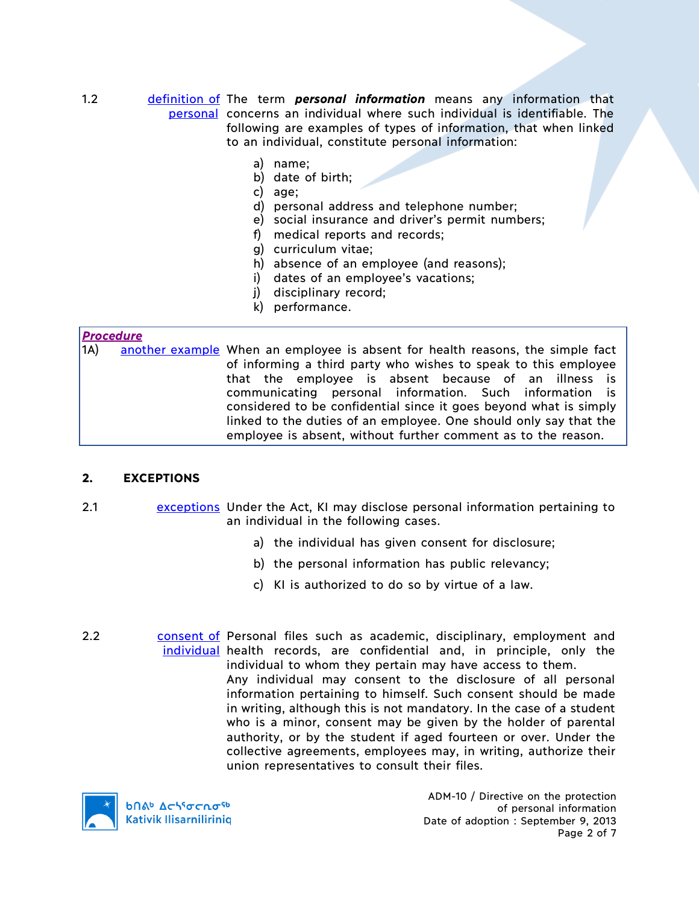1.2 **definition of personal** The term ***personal information*** means any information that concerns an individual where such individual is identifiable. The following are examples of types of information, that when linked to an individual, constitute personal information:

a) name;
b) date of birth;
c) age;
d) personal address and telephone number;
e) social insurance and driver's permit numbers;
f) medical reports and records;
g) curriculum vitae;
h) absence of an employee (and reasons);
i) dates of an employee's vacations;
j) disciplinary record;
k) performance.

> ***Procedure***
>
> 1A) **another example** When an employee is absent for health reasons, the simple fact of informing a third party who wishes to speak to this employee that the employee is absent because of an illness is communicating personal information. Such information is considered to be confidential since it goes beyond what is simply linked to the duties of an employee. One should only say that the employee is absent, without further comment as to the reason.

## 2. EXCEPTIONS

2.1 **exceptions** Under the Act, KI may disclose personal information pertaining to an individual in the following cases.

a) the individual has given consent for disclosure;

b) the personal information has public relevancy;

c) KI is authorized to do so by virtue of a law.

2.2 **consent of individual** Personal files such as academic, disciplinary, employment and health records, are confidential and, in principle, only the individual to whom they pertain may have access to them. Any individual may consent to the disclosure of all personal information pertaining to himself. Such consent should be made in writing, although this is not mandatory. In the case of a student who is a minor, consent may be given by the holder of parental authority, or by the student if aged fourteen or over. Under the collective agreements, employees may, in writing, authorize their union representatives to consult their files.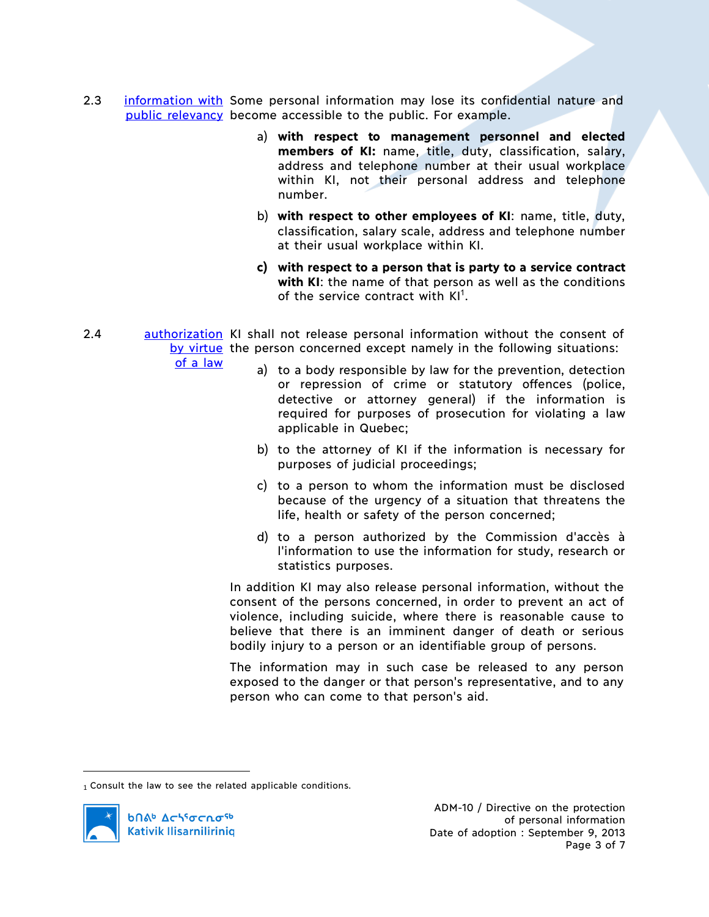2.3 information with public relevancy

Some personal information may lose its confidential nature and become accessible to the public. For example.

a) **with respect to management personnel and elected members of KI:** name, title, duty, classification, salary, address and telephone number at their usual workplace within KI, not their personal address and telephone number.

b) **with respect to other employees of KI**: name, title, duty, classification, salary scale, address and telephone number at their usual workplace within KI.

**c) with respect to a person that is party to a service contract with KI**: the name of that person as well as the conditions of the service contract with KI[1].

2.4 authorization by virtue of a law

KI shall not release personal information without the consent of the person concerned except namely in the following situations:

a) to a body responsible by law for the prevention, detection or repression of crime or statutory offences (police, detective or attorney general) if the information is required for purposes of prosecution for violating a law applicable in Quebec;

b) to the attorney of KI if the information is necessary for purposes of judicial proceedings;

c) to a person to whom the information must be disclosed because of the urgency of a situation that threatens the life, health or safety of the person concerned;

d) to a person authorized by the Commission d'accès à l'information to use the information for study, research or statistics purposes.

In addition KI may also release personal information, without the consent of the persons concerned, in order to prevent an act of violence, including suicide, where there is reasonable cause to believe that there is an imminent danger of death or serious bodily injury to a person or an identifiable group of persons.

The information may in such case be released to any person exposed to the danger or that person's representative, and to any person who can come to that person's aid.

---

[1] Consult the law to see the related applicable conditions.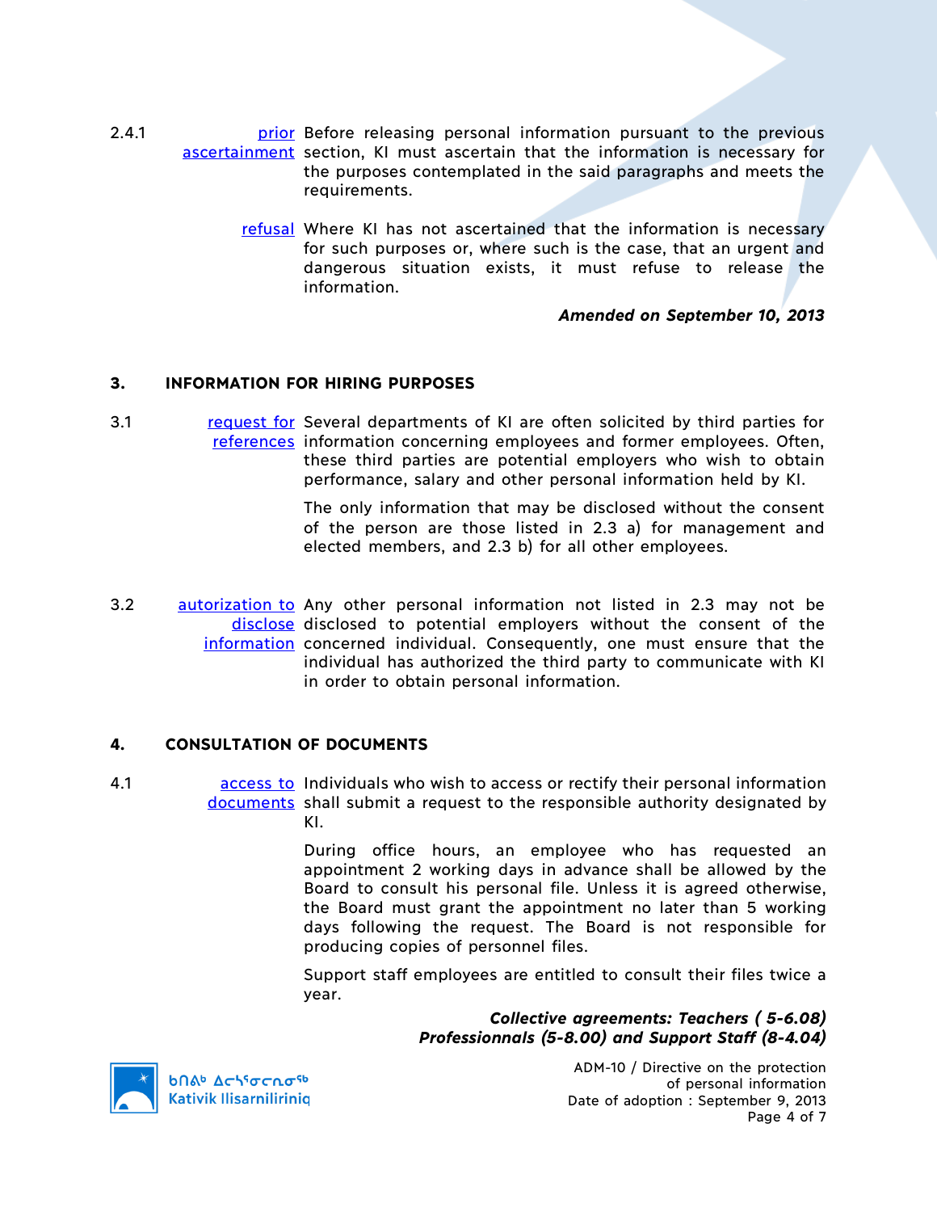2.4.1 **prior ascertainment** Before releasing personal information pursuant to the previous section, KI must ascertain that the information is necessary for the purposes contemplated in the said paragraphs and meets the requirements.

**refusal** Where KI has not ascertained that the information is necessary for such purposes or, where such is the case, that an urgent and dangerous situation exists, it must refuse to release the information.

***Amended on September 10, 2013***

## 3. INFORMATION FOR HIRING PURPOSES

3.1 **request for references** Several departments of KI are often solicited by third parties for information concerning employees and former employees. Often, these third parties are potential employers who wish to obtain performance, salary and other personal information held by KI.

The only information that may be disclosed without the consent of the person are those listed in 2.3 a) for management and elected members, and 2.3 b) for all other employees.

3.2 **autorization to disclose information** Any other personal information not listed in 2.3 may not be disclosed to potential employers without the consent of the concerned individual. Consequently, one must ensure that the individual has authorized the third party to communicate with KI in order to obtain personal information.

## 4. CONSULTATION OF DOCUMENTS

4.1 **access to documents** Individuals who wish to access or rectify their personal information shall submit a request to the responsible authority designated by KI.

During office hours, an employee who has requested an appointment 2 working days in advance shall be allowed by the Board to consult his personal file. Unless it is agreed otherwise, the Board must grant the appointment no later than 5 working days following the request. The Board is not responsible for producing copies of personnel files.

Support staff employees are entitled to consult their files twice a year.

***Collective agreements: Teachers ( 5-6.08) Professionnals (5-8.00) and Support Staff (8-4.04)***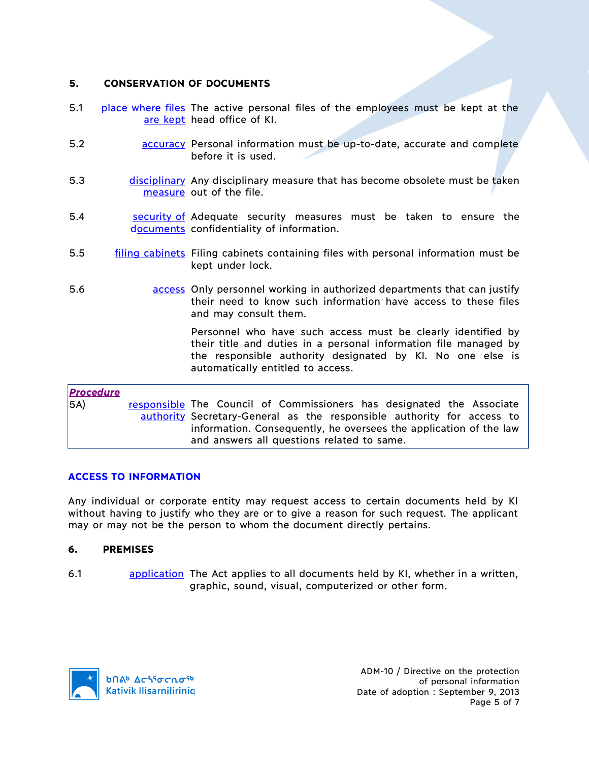## 5. CONSERVATION OF DOCUMENTS

5.1 place where files are kept — The active personal files of the employees must be kept at the head office of KI.

5.2 accuracy — Personal information must be up-to-date, accurate and complete before it is used.

5.3 disciplinary measure — Any disciplinary measure that has become obsolete must be taken out of the file.

5.4 security of documents — Adequate security measures must be taken to ensure the confidentiality of information.

5.5 filing cabinets — Filing cabinets containing files with personal information must be kept under lock.

5.6 access — Only personnel working in authorized departments that can justify their need to know such information have access to these files and may consult them.

Personnel who have such access must be clearly identified by their title and duties in a personal information file managed by the responsible authority designated by KI. No one else is automatically entitled to access.

***Procedure***

5A) responsible authority — The Council of Commissioners has designated the Associate Secretary-General as the responsible authority for access to information. Consequently, he oversees the application of the law and answers all questions related to same.

## ACCESS TO INFORMATION

Any individual or corporate entity may request access to certain documents held by KI without having to justify who they are or to give a reason for such request. The applicant may or may not be the person to whom the document directly pertains.

## 6. PREMISES

6.1 application — The Act applies to all documents held by KI, whether in a written, graphic, sound, visual, computerized or other form.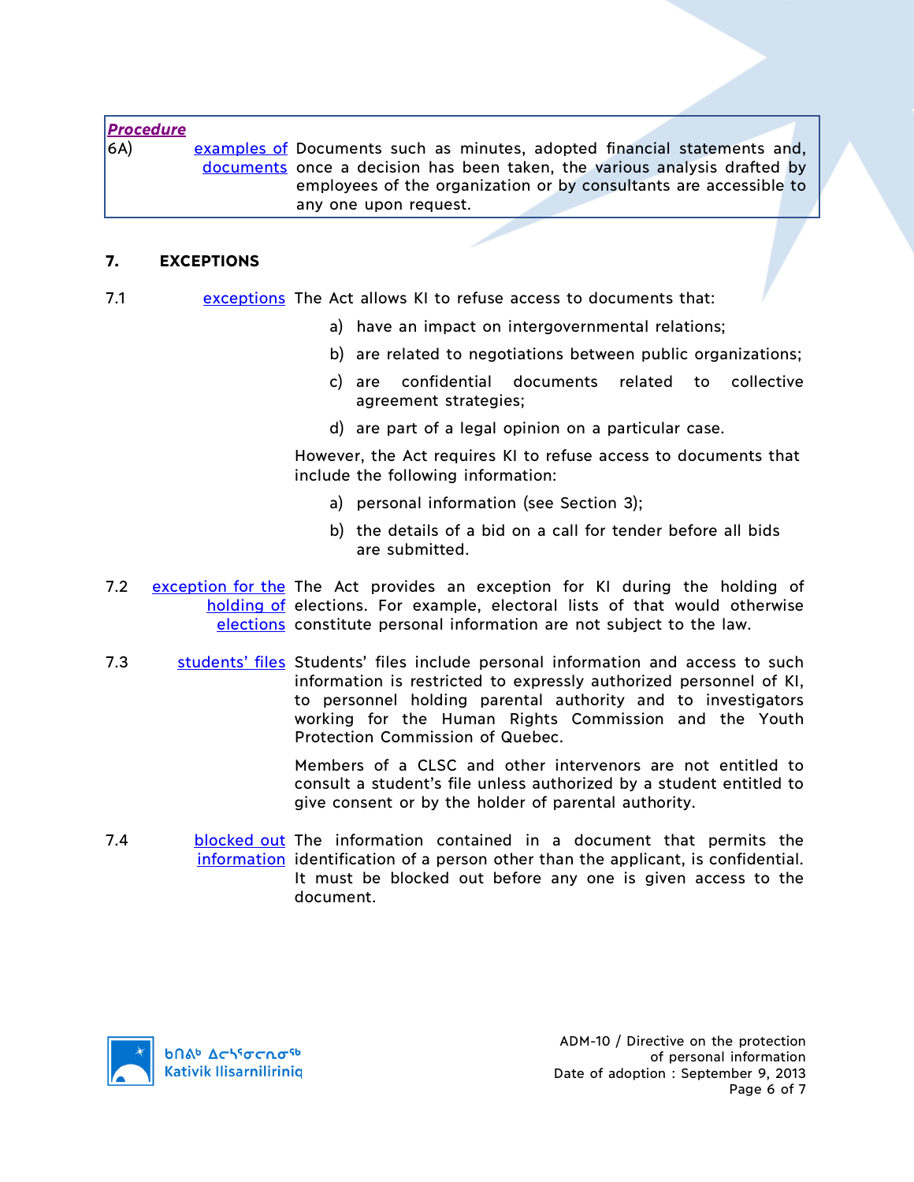| ***Procedure*** | | |
|---|---|---|
| 6A) | examples of documents | Documents such as minutes, adopted financial statements and, once a decision has been taken, the various analysis drafted by employees of the organization or by consultants are accessible to any one upon request. |

## 7. EXCEPTIONS

**7.1** exceptions

The Act allows KI to refuse access to documents that:

a) have an impact on intergovernmental relations;

b) are related to negotiations between public organizations;

c) are confidential documents related to collective agreement strategies;

d) are part of a legal opinion on a particular case.

However, the Act requires KI to refuse access to documents that include the following information:

a) personal information (see Section 3);

b) the details of a bid on a call for tender before all bids are submitted.

**7.2** exception for the holding of elections

The Act provides an exception for KI during the holding of elections. For example, electoral lists of that would otherwise constitute personal information are not subject to the law.

**7.3** students' files

Students' files include personal information and access to such information is restricted to expressly authorized personnel of KI, to personnel holding parental authority and to investigators working for the Human Rights Commission and the Youth Protection Commission of Quebec.

Members of a CLSC and other intervenors are not entitled to consult a student's file unless authorized by a student entitled to give consent or by the holder of parental authority.

**7.4** blocked out information

The information contained in a document that permits the identification of a person other than the applicant, is confidential. It must be blocked out before any one is given access to the document.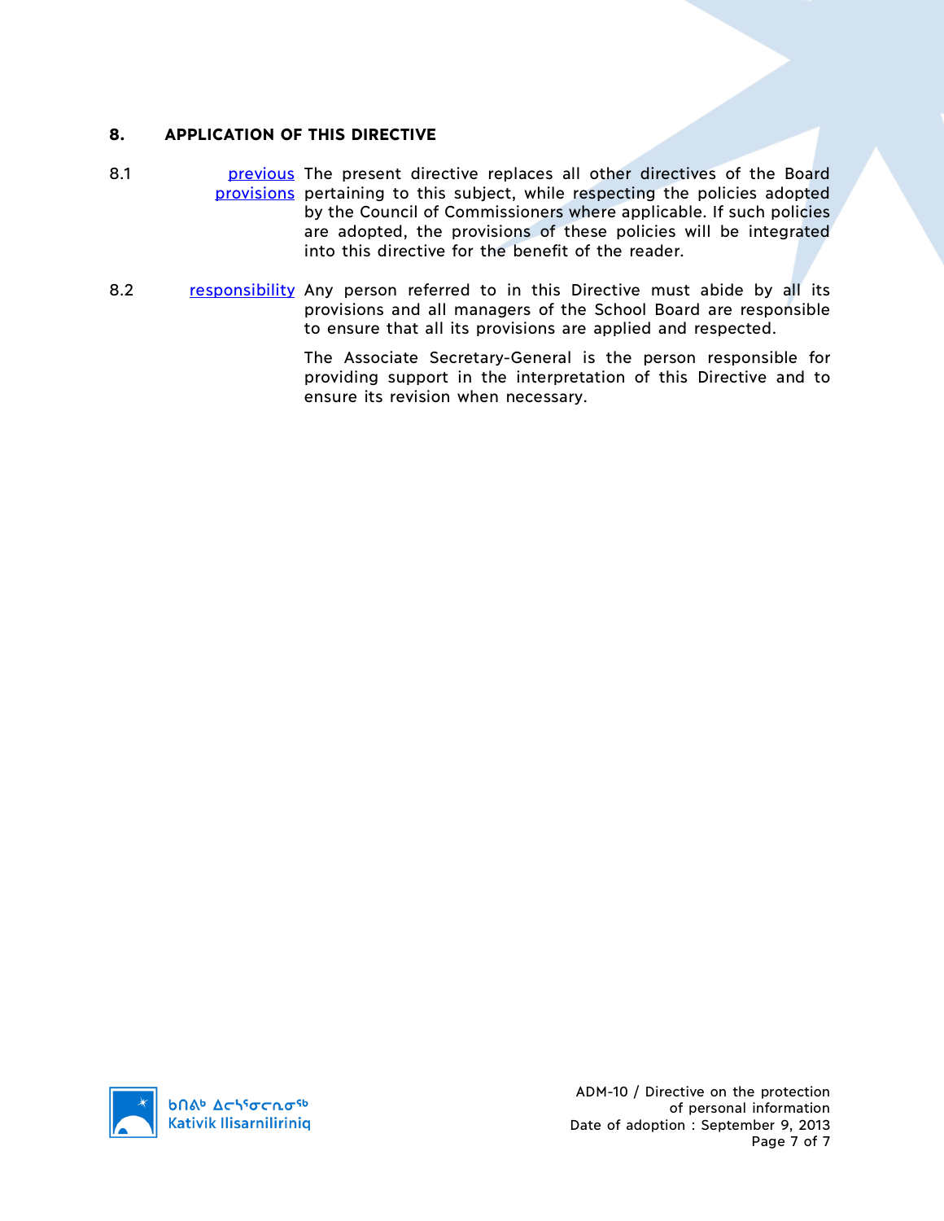## 8. APPLICATION OF THIS DIRECTIVE

8.1 previous provisions The present directive replaces all other directives of the Board pertaining to this subject, while respecting the policies adopted by the Council of Commissioners where applicable. If such policies are adopted, the provisions of these policies will be integrated into this directive for the benefit of the reader.

8.2 responsibility Any person referred to in this Directive must abide by all its provisions and all managers of the School Board are responsible to ensure that all its provisions are applied and respected.

The Associate Secretary-General is the person responsible for providing support in the interpretation of this Directive and to ensure its revision when necessary.